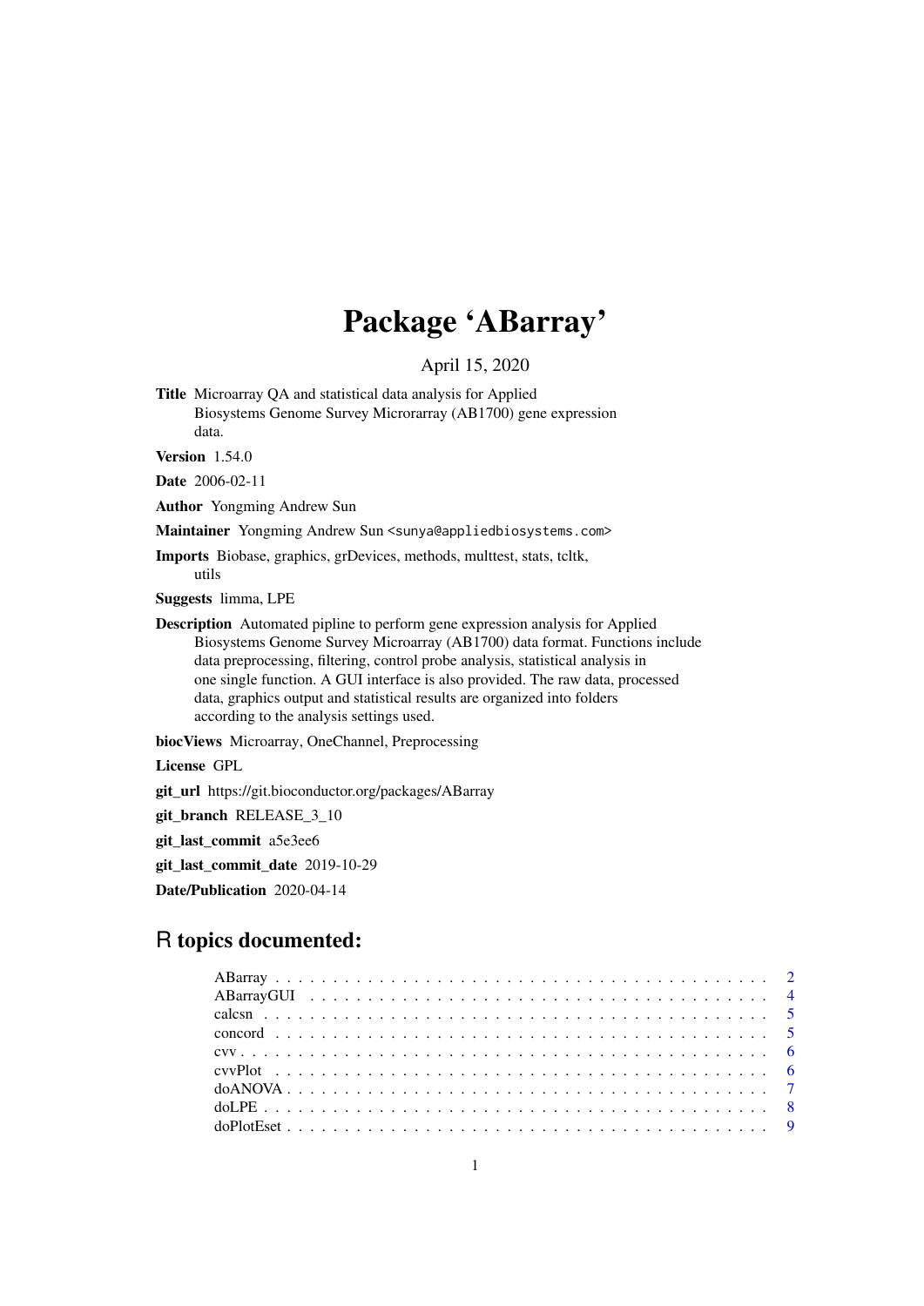# Package 'ABarray'

April 15, 2020

**Title** Microarray QA and statistical data analysis for Applied Biosystems Genome Survey Microrarray (AB1700) gene expression data.

**Version** 1.54.0

**Date** 2006-02-11

**Author** Yongming Andrew Sun

**Maintainer** Yongming Andrew Sun <sunya@appliedbiosystems.com>

**Imports** Biobase, graphics, grDevices, methods, multtest, stats, tcltk, utils

**Suggests** limma, LPE

**Description** Automated pipline to perform gene expression analysis for Applied Biosystems Genome Survey Microarray (AB1700) data format. Functions include data preprocessing, filtering, control probe analysis, statistical analysis in one single function. A GUI interface is also provided. The raw data, processed data, graphics output and statistical results are organized into folders according to the analysis settings used.

**biocViews** Microarray, OneChannel, Preprocessing

**License** GPL

**git_url** https://git.bioconductor.org/packages/ABarray

**git_branch** RELEASE_3_10

**git_last_commit** a5e3ee6

**git_last_commit_date** 2019-10-29

**Date/Publication** 2020-04-14

## R topics documented:

- ABarray . . . 2
- ABarrayGUI . . . 4
- calcsn . . . 5
- concord . . . 5
- cvv . . . 6
- cvvPlot . . . 6
- doANOVA . . . 7
- doLPE . . . 8
- doPlotEset . . . 9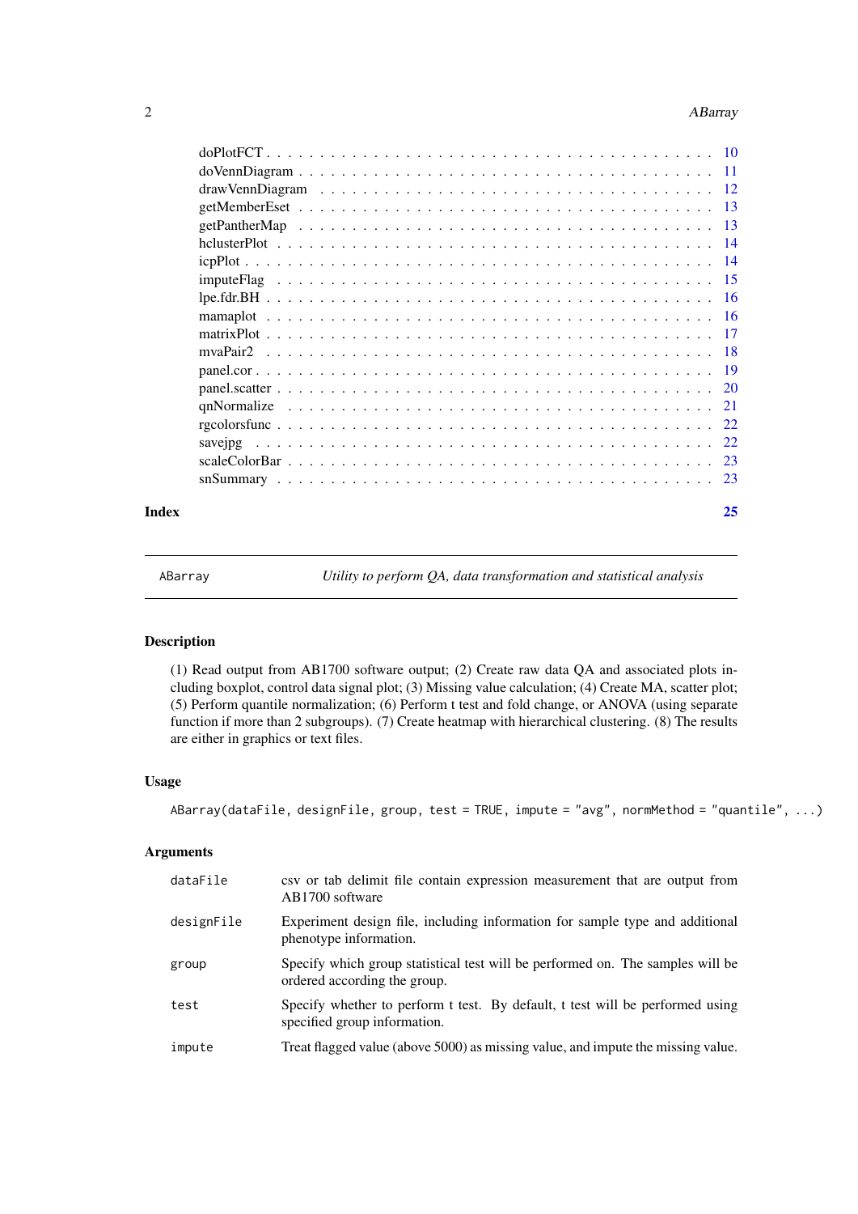| | |
|---|---|
| doPlotFCT | 10 |
| doVennDiagram | 11 |
| drawVennDiagram | 12 |
| getMemberEset | 13 |
| getPantherMap | 13 |
| hclusterPlot | 14 |
| icpPlot | 14 |
| imputeFlag | 15 |
| lpe.fdr.BH | 16 |
| mamaplot | 16 |
| matrixPlot | 17 |
| mvaPair2 | 18 |
| panel.cor | 19 |
| panel.scatter | 20 |
| qnNormalize | 21 |
| rgcolorsfunc | 22 |
| savejpg | 22 |
| scaleColorBar | 23 |
| snSummary | 23 |

**Index** 25

---

ABarray *Utility to perform QA, data transformation and statistical analysis*

---

## Description

(1) Read output from AB1700 software output; (2) Create raw data QA and associated plots including boxplot, control data signal plot; (3) Missing value calculation; (4) Create MA, scatter plot; (5) Perform quantile normalization; (6) Perform t test and fold change, or ANOVA (using separate function if more than 2 subgroups). (7) Create heatmap with hierarchical clustering. (8) The results are either in graphics or text files.

## Usage

```
ABarray(dataFile, designFile, group, test = TRUE, impute = "avg", normMethod = "quantile", ...)
```

## Arguments

| | |
|---|---|
| dataFile | csv or tab delimit file contain expression measurement that are output from AB1700 software |
| designFile | Experiment design file, including information for sample type and additional phenotype information. |
| group | Specify which group statistical test will be performed on. The samples will be ordered according the group. |
| test | Specify whether to perform t test. By default, t test will be performed using specified group information. |
| impute | Treat flagged value (above 5000) as missing value, and impute the missing value. |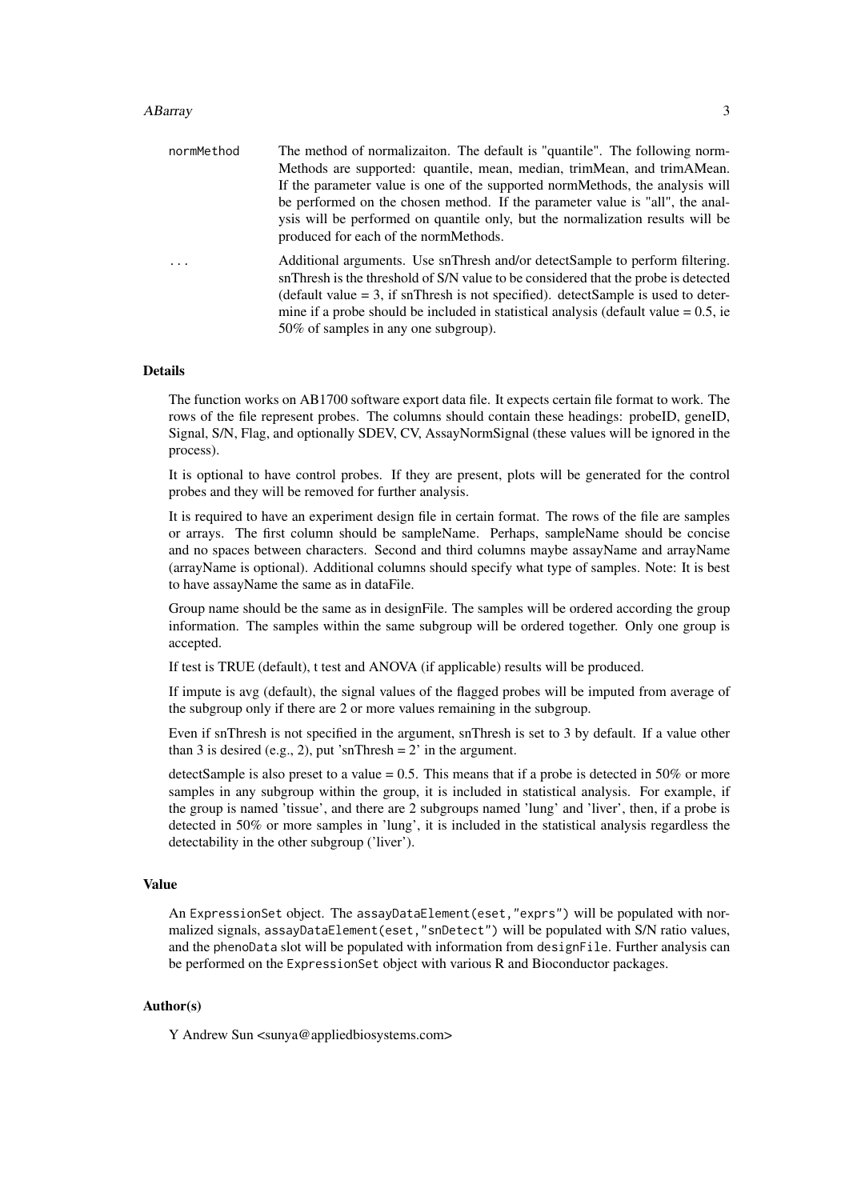`normMethod` The method of normalizaiton. The default is "quantile". The following normMethods are supported: quantile, mean, median, trimMean, and trimAMean. If the parameter value is one of the supported normMethods, the analysis will be performed on the chosen method. If the parameter value is "all", the analysis will be performed on quantile only, but the normalization results will be produced for each of the normMethods.

`...` Additional arguments. Use snThresh and/or detectSample to perform filtering. snThresh is the threshold of S/N value to be considered that the probe is detected (default value = 3, if snThresh is not specified). detectSample is used to determine if a probe should be included in statistical analysis (default value = 0.5, ie 50% of samples in any one subgroup).

### Details

The function works on AB1700 software export data file. It expects certain file format to work. The rows of the file represent probes. The columns should contain these headings: probeID, geneID, Signal, S/N, Flag, and optionally SDEV, CV, AssayNormSignal (these values will be ignored in the process).

It is optional to have control probes. If they are present, plots will be generated for the control probes and they will be removed for further analysis.

It is required to have an experiment design file in certain format. The rows of the file are samples or arrays. The first column should be sampleName. Perhaps, sampleName should be concise and no spaces between characters. Second and third columns maybe assayName and arrayName (arrayName is optional). Additional columns should specify what type of samples. Note: It is best to have assayName the same as in dataFile.

Group name should be the same as in designFile. The samples will be ordered according the group information. The samples within the same subgroup will be ordered together. Only one group is accepted.

If test is TRUE (default), t test and ANOVA (if applicable) results will be produced.

If impute is avg (default), the signal values of the flagged probes will be imputed from average of the subgroup only if there are 2 or more values remaining in the subgroup.

Even if snThresh is not specified in the argument, snThresh is set to 3 by default. If a value other than 3 is desired (e.g., 2), put 'snThresh = 2' in the argument.

detectSample is also preset to a value = 0.5. This means that if a probe is detected in 50% or more samples in any subgroup within the group, it is included in statistical analysis. For example, if the group is named 'tissue', and there are 2 subgroups named 'lung' and 'liver', then, if a probe is detected in 50% or more samples in 'lung', it is included in the statistical analysis regardless the detectability in the other subgroup ('liver').

### Value

An `ExpressionSet` object. The `assayDataElement(eset,"exprs")` will be populated with normalized signals, `assayDataElement(eset,"snDetect")` will be populated with S/N ratio values, and the `phenoData` slot will be populated with information from `designFile`. Further analysis can be performed on the `ExpressionSet` object with various R and Bioconductor packages.

### Author(s)

Y Andrew Sun <sunya@appliedbiosystems.com>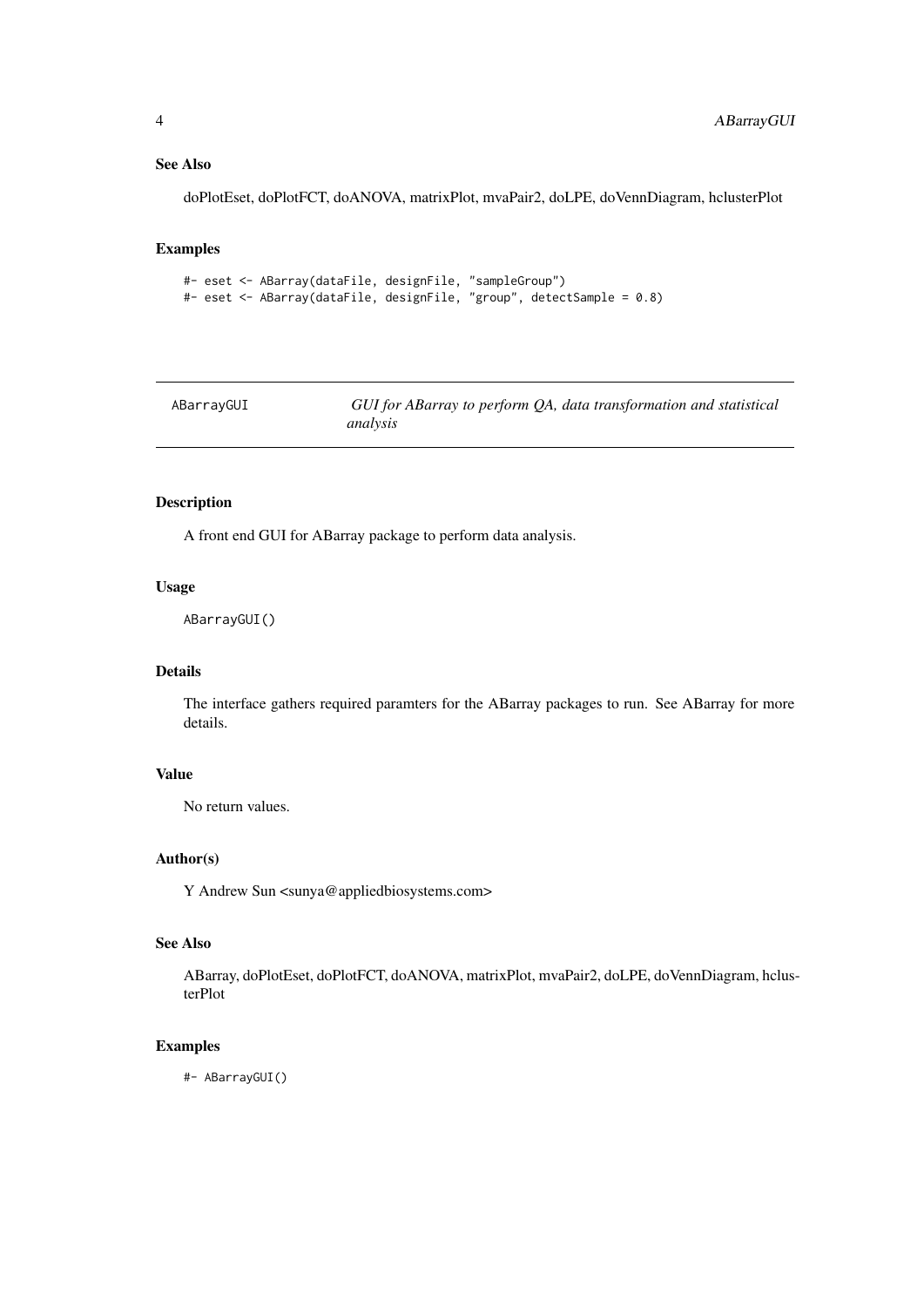### See Also

doPlotEset, doPlotFCT, doANOVA, matrixPlot, mvaPair2, doLPE, doVennDiagram, hclusterPlot

### Examples

```
#- eset <- ABarray(dataFile, designFile, "sampleGroup")
#- eset <- ABarray(dataFile, designFile, "group", detectSample = 0.8)
```

---

## ABarrayGUI — *GUI for ABarray to perform QA, data transformation and statistical analysis*

---

### Description

A front end GUI for ABarray package to perform data analysis.

### Usage

```
ABarrayGUI()
```

### Details

The interface gathers required paramters for the ABarray packages to run. See ABarray for more details.

### Value

No return values.

### Author(s)

Y Andrew Sun <sunya@appliedbiosystems.com>

### See Also

ABarray, doPlotEset, doPlotFCT, doANOVA, matrixPlot, mvaPair2, doLPE, doVennDiagram, hclusterPlot

### Examples

```
#- ABarrayGUI()
```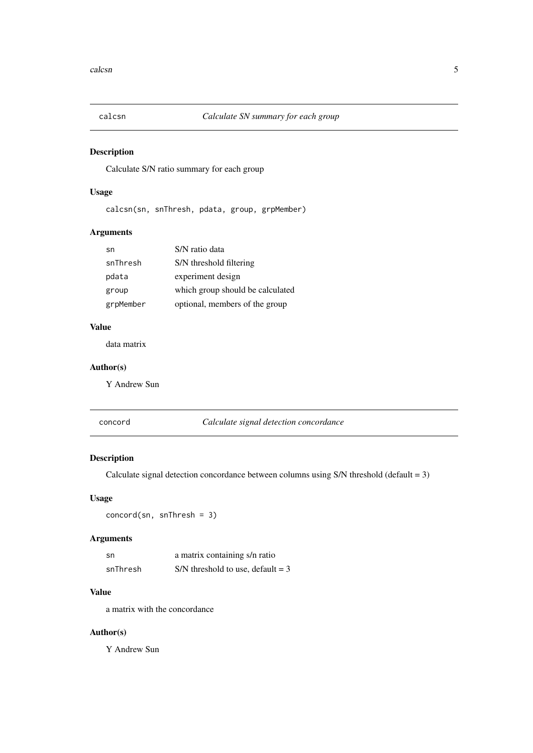## calcsn — *Calculate SN summary for each group*

### Description

Calculate S/N ratio summary for each group

### Usage

```
calcsn(sn, snThresh, pdata, group, grpMember)
```

### Arguments

| | |
|---|---|
| `sn` | S/N ratio data |
| `snThresh` | S/N threshold filtering |
| `pdata` | experiment design |
| `group` | which group should be calculated |
| `grpMember` | optional, members of the group |

### Value

data matrix

### Author(s)

Y Andrew Sun

## concord — *Calculate signal detection concordance*

### Description

Calculate signal detection concordance between columns using S/N threshold (default = 3)

### Usage

```
concord(sn, snThresh = 3)
```

### Arguments

| | |
|---|---|
| `sn` | a matrix containing s/n ratio |
| `snThresh` | S/N threshold to use, default = 3 |

### Value

a matrix with the concordance

### Author(s)

Y Andrew Sun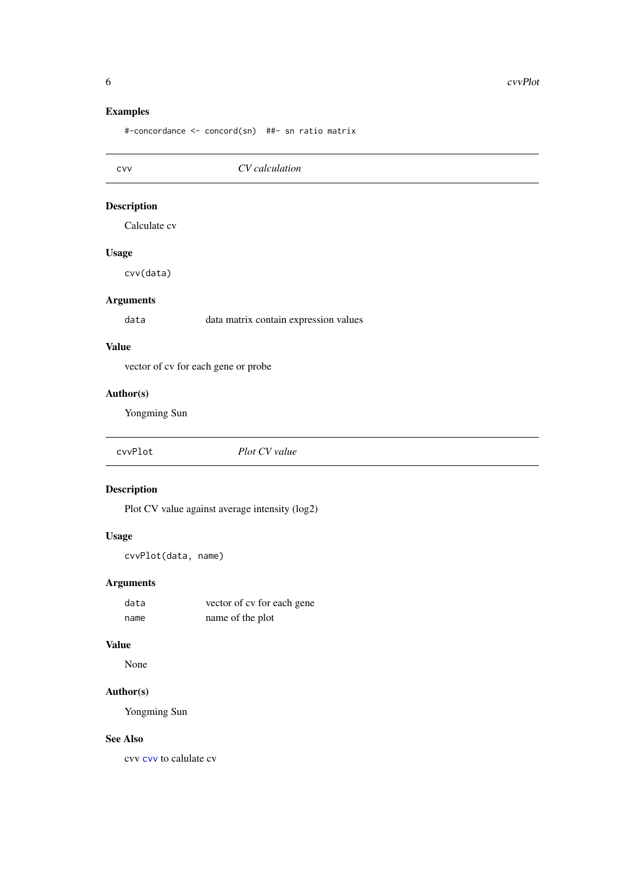## Examples

```
#-concordance <- concord(sn)  ##- sn ratio matrix
```

---

## cvv — *CV calculation*

### Description

Calculate cv

### Usage

```
cvv(data)
```

### Arguments

| | |
|---|---|
| `data` | data matrix contain expression values |

### Value

vector of cv for each gene or probe

### Author(s)

Yongming Sun

---

## cvvPlot — *Plot CV value*

### Description

Plot CV value against average intensity (log2)

### Usage

```
cvvPlot(data, name)
```

### Arguments

| | |
|---|---|
| `data` | vector of cv for each gene |
| `name` | name of the plot |

### Value

None

### Author(s)

Yongming Sun

### See Also

cvv `cvv` to calulate cv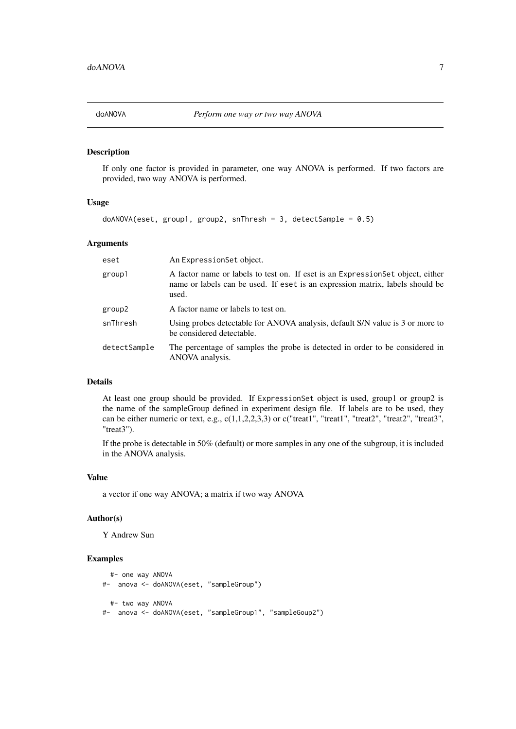# doANOVA — *Perform one way or two way ANOVA*

## Description

If only one factor is provided in parameter, one way ANOVA is performed. If two factors are provided, two way ANOVA is performed.

## Usage

```
doANOVA(eset, group1, group2, snThresh = 3, detectSample = 0.5)
```

## Arguments

| | |
|---|---|
| eset | An ExpressionSet object. |
| group1 | A factor name or labels to test on. If eset is an ExpressionSet object, either name or labels can be used. If eset is an expression matrix, labels should be used. |
| group2 | A factor name or labels to test on. |
| snThresh | Using probes detectable for ANOVA analysis, default S/N value is 3 or more to be considered detectable. |
| detectSample | The percentage of samples the probe is detected in order to be considered in ANOVA analysis. |

## Details

At least one group should be provided. If ExpressionSet object is used, group1 or group2 is the name of the sampleGroup defined in experiment design file. If labels are to be used, they can be either numeric or text, e.g., c(1,1,2,2,3,3) or c("treat1", "treat1", "treat2", "treat2", "treat3", "treat3").

If the probe is detectable in 50% (default) or more samples in any one of the subgroup, it is included in the ANOVA analysis.

## Value

a vector if one way ANOVA; a matrix if two way ANOVA

## Author(s)

Y Andrew Sun

## Examples

```
  #- one way ANOVA
#-  anova <- doANOVA(eset, "sampleGroup")

  #- two way ANOVA
#-  anova <- doANOVA(eset, "sampleGroup1", "sampleGoup2")
```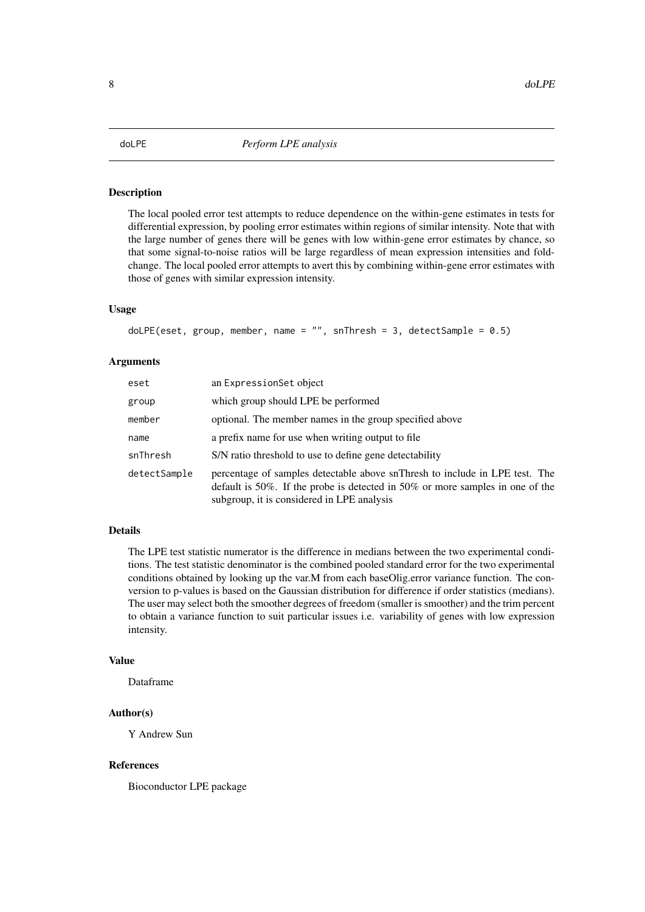# doLPE — *Perform LPE analysis*

## Description

The local pooled error test attempts to reduce dependence on the within-gene estimates in tests for differential expression, by pooling error estimates within regions of similar intensity. Note that with the large number of genes there will be genes with low within-gene error estimates by chance, so that some signal-to-noise ratios will be large regardless of mean expression intensities and fold-change. The local pooled error attempts to avert this by combining within-gene error estimates with those of genes with similar expression intensity.

## Usage

```
doLPE(eset, group, member, name = "", snThresh = 3, detectSample = 0.5)
```

## Arguments

| | |
|---|---|
| `eset` | an `ExpressionSet` object |
| `group` | which group should LPE be performed |
| `member` | optional. The member names in the group specified above |
| `name` | a prefix name for use when writing output to file |
| `snThresh` | S/N ratio threshold to use to define gene detectability |
| `detectSample` | percentage of samples detectable above snThresh to include in LPE test. The default is 50%. If the probe is detected in 50% or more samples in one of the subgroup, it is considered in LPE analysis |

## Details

The LPE test statistic numerator is the difference in medians between the two experimental conditions. The test statistic denominator is the combined pooled standard error for the two experimental conditions obtained by looking up the var.M from each baseOlig.error variance function. The conversion to p-values is based on the Gaussian distribution for difference if order statistics (medians). The user may select both the smoother degrees of freedom (smaller is smoother) and the trim percent to obtain a variance function to suit particular issues i.e. variability of genes with low expression intensity.

## Value

Dataframe

## Author(s)

Y Andrew Sun

## References

Bioconductor LPE package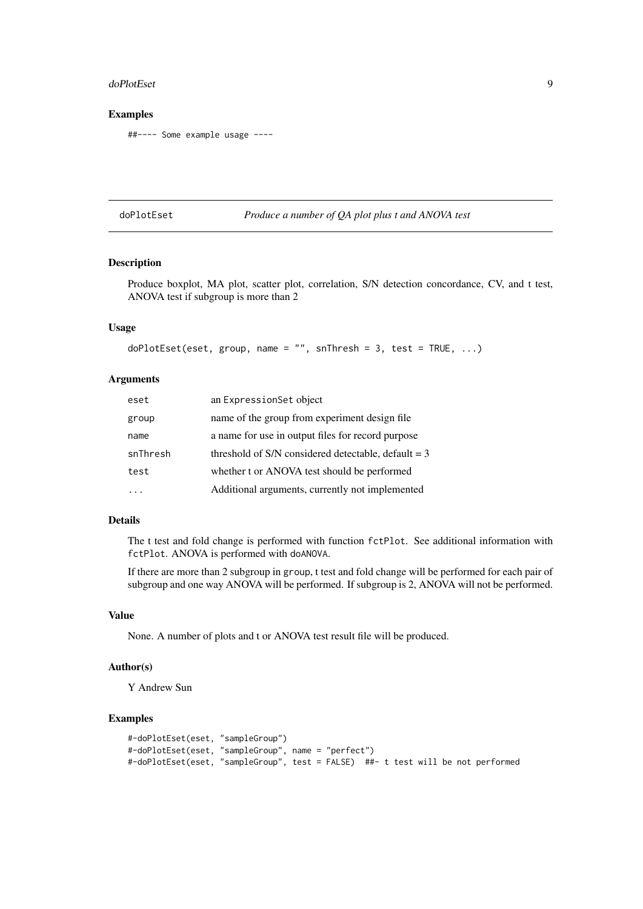## Examples

```
##---- Some example usage ----
```

---

## doPlotEset — *Produce a number of QA plot plus t and ANOVA test*

### Description

Produce boxplot, MA plot, scatter plot, correlation, S/N detection concordance, CV, and t test, ANOVA test if subgroup is more than 2

### Usage

```
doPlotEset(eset, group, name = "", snThresh = 3, test = TRUE, ...)
```

### Arguments

| | |
|---|---|
| `eset` | an `ExpressionSet` object |
| `group` | name of the group from experiment design file |
| `name` | a name for use in output files for record purpose |
| `snThresh` | threshold of S/N considered detectable, default = 3 |
| `test` | whether t or ANOVA test should be performed |
| `...` | Additional arguments, currently not implemented |

### Details

The t test and fold change is performed with function `fctPlot`. See additional information with `fctPlot`. ANOVA is performed with `doANOVA`.

If there are more than 2 subgroup in `group`, t test and fold change will be performed for each pair of subgroup and one way ANOVA will be performed. If subgroup is 2, ANOVA will not be performed.

### Value

None. A number of plots and t or ANOVA test result file will be produced.

### Author(s)

Y Andrew Sun

### Examples

```
#-doPlotEset(eset, "sampleGroup")
#-doPlotEset(eset, "sampleGroup", name = "perfect")
#-doPlotEset(eset, "sampleGroup", test = FALSE)  ##- t test will be not performed
```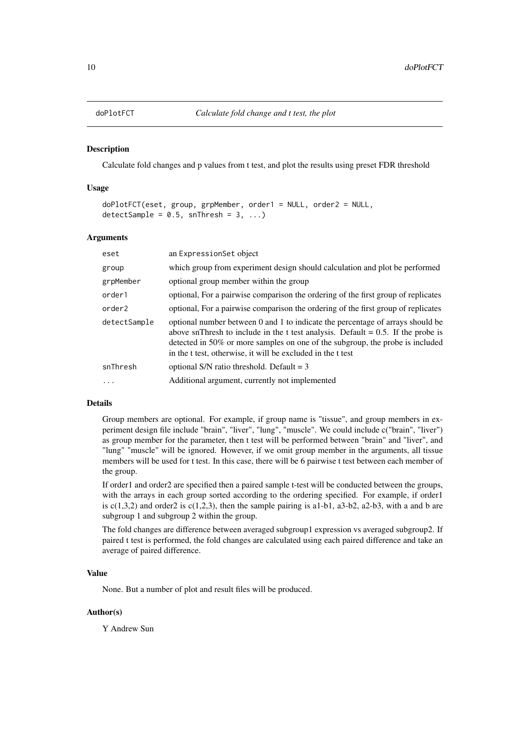# doPlotFCT — *Calculate fold change and t test, the plot*

## Description

Calculate fold changes and p values from t test, and plot the results using preset FDR threshold

## Usage

```
doPlotFCT(eset, group, grpMember, order1 = NULL, order2 = NULL,
detectSample = 0.5, snThresh = 3, ...)
```

## Arguments

| | |
|---|---|
| `eset` | an `ExpressionSet` object |
| `group` | which group from experiment design should calculation and plot be performed |
| `grpMember` | optional group member within the group |
| `order1` | optional, For a pairwise comparison the ordering of the first group of replicates |
| `order2` | optional, For a pairwise comparison the ordering of the first group of replicates |
| `detectSample` | optional number between 0 and 1 to indicate the percentage of arrays should be above snThresh to include in the t test analysis. Default = 0.5. If the probe is detected in 50% or more samples on one of the subgroup, the probe is included in the t test, otherwise, it will be excluded in the t test |
| `snThresh` | optional S/N ratio threshold. Default = 3 |
| `...` | Additional argument, currently not implemented |

## Details

Group members are optional. For example, if group name is "tissue", and group members in experiment design file include "brain", "liver", "lung", "muscle". We could include c("brain", "liver") as group member for the parameter, then t test will be performed between "brain" and "liver", and "lung" "muscle" will be ignored. However, if we omit group member in the arguments, all tissue members will be used for t test. In this case, there will be 6 pairwise t test between each member of the group.

If order1 and order2 are specified then a paired sample t-test will be conducted between the groups, with the arrays in each group sorted according to the ordering specified. For example, if order1 is c(1,3,2) and order2 is c(1,2,3), then the sample pairing is a1-b1, a3-b2, a2-b3, with a and b are subgroup 1 and subgroup 2 within the group.

The fold changes are difference between averaged subgroup1 expression vs averaged subgroup2. If paired t test is performed, the fold changes are calculated using each paired difference and take an average of paired difference.

## Value

None. But a number of plot and result files will be produced.

## Author(s)

Y Andrew Sun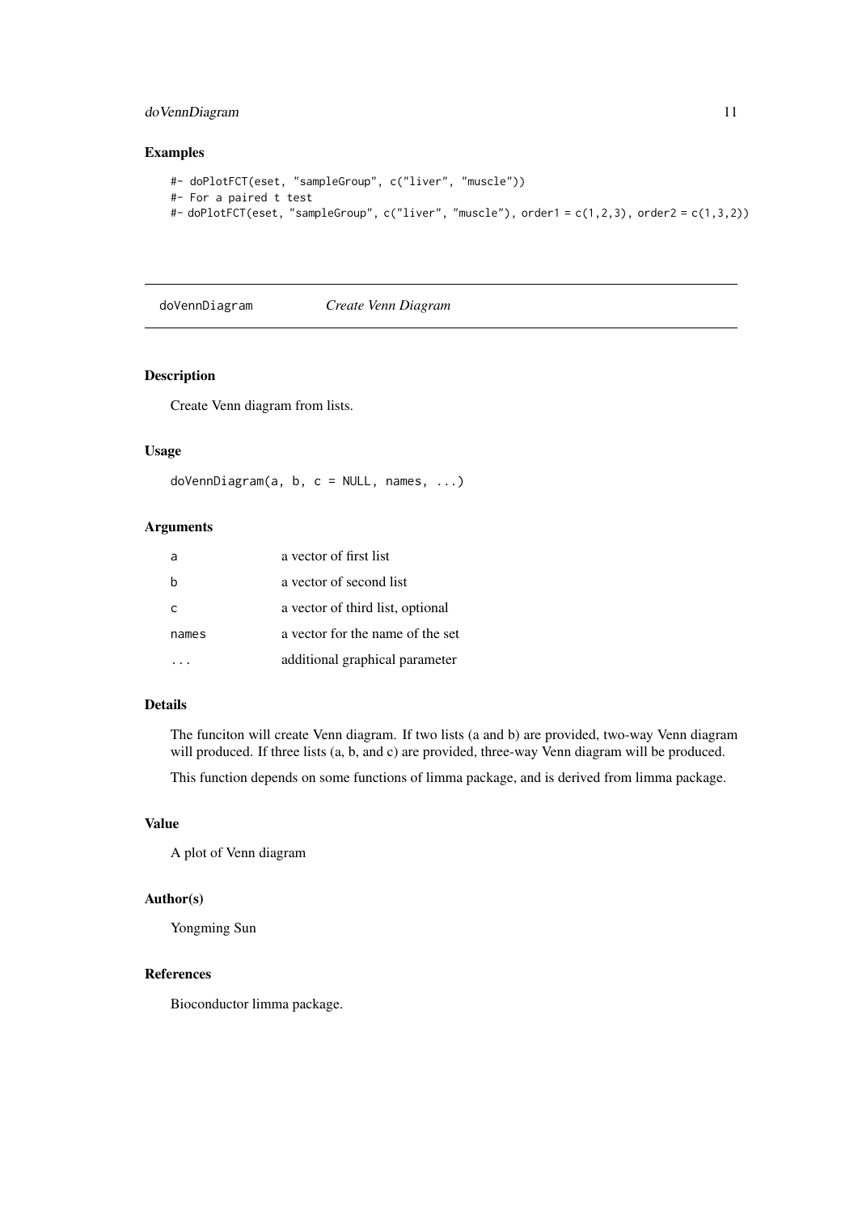### Examples

```
#- doPlotFCT(eset, "sampleGroup", c("liver", "muscle"))
#- For a paired t test
#- doPlotFCT(eset, "sampleGroup", c("liver", "muscle"), order1 = c(1,2,3), order2 = c(1,3,2))
```

---

## doVennDiagram *Create Venn Diagram*

---

### Description

Create Venn diagram from lists.

### Usage

```
doVennDiagram(a, b, c = NULL, names, ...)
```

### Arguments

| | |
|---|---|
| a | a vector of first list |
| b | a vector of second list |
| c | a vector of third list, optional |
| names | a vector for the name of the set |
| ... | additional graphical parameter |

### Details

The funciton will create Venn diagram. If two lists (a and b) are provided, two-way Venn diagram will produced. If three lists (a, b, and c) are provided, three-way Venn diagram will be produced.

This function depends on some functions of limma package, and is derived from limma package.

### Value

A plot of Venn diagram

### Author(s)

Yongming Sun

### References

Bioconductor limma package.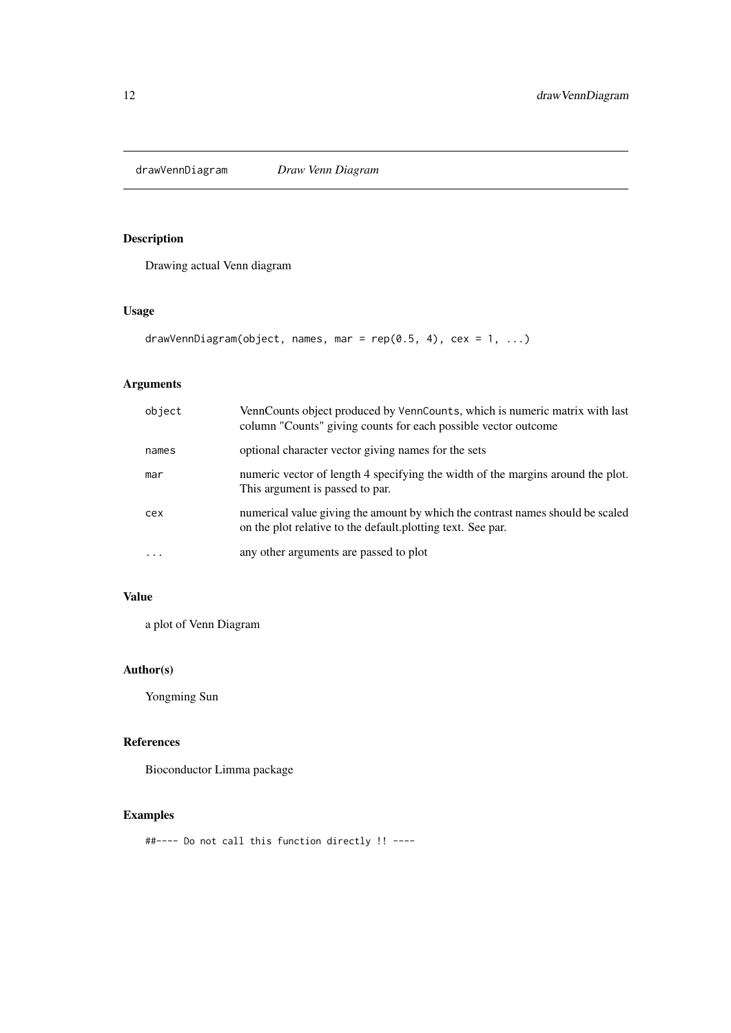drawVennDiagram *Draw Venn Diagram*

## Description

Drawing actual Venn diagram

## Usage

```
drawVennDiagram(object, names, mar = rep(0.5, 4), cex = 1, ...)
```

## Arguments

| | |
|---|---|
| object | VennCounts object produced by VennCounts, which is numeric matrix with last column "Counts" giving counts for each possible vector outcome |
| names | optional character vector giving names for the sets |
| mar | numeric vector of length 4 specifying the width of the margins around the plot. This argument is passed to par. |
| cex | numerical value giving the amount by which the contrast names should be scaled on the plot relative to the default.plotting text. See par. |
| ... | any other arguments are passed to plot |

## Value

a plot of Venn Diagram

## Author(s)

Yongming Sun

## References

Bioconductor Limma package

## Examples

```
##---- Do not call this function directly !! ----
```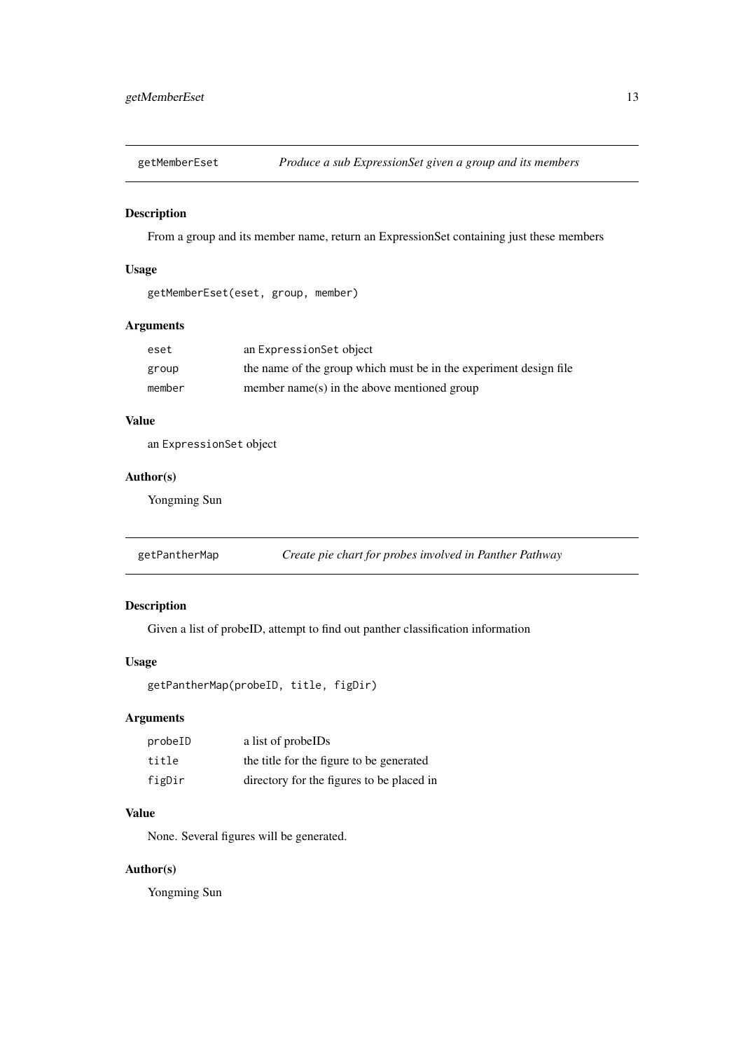## getMemberEset — *Produce a sub ExpressionSet given a group and its members*

### Description

From a group and its member name, return an ExpressionSet containing just these members

### Usage

```
getMemberEset(eset, group, member)
```

### Arguments

| | |
|---|---|
| `eset` | an `ExpressionSet` object |
| `group` | the name of the group which must be in the experiment design file |
| `member` | member name(s) in the above mentioned group |

### Value

an `ExpressionSet` object

### Author(s)

Yongming Sun

## getPantherMap — *Create pie chart for probes involved in Panther Pathway*

### Description

Given a list of probeID, attempt to find out panther classification information

### Usage

```
getPantherMap(probeID, title, figDir)
```

### Arguments

| | |
|---|---|
| `probeID` | a list of probeIDs |
| `title` | the title for the figure to be generated |
| `figDir` | directory for the figures to be placed in |

### Value

None. Several figures will be generated.

### Author(s)

Yongming Sun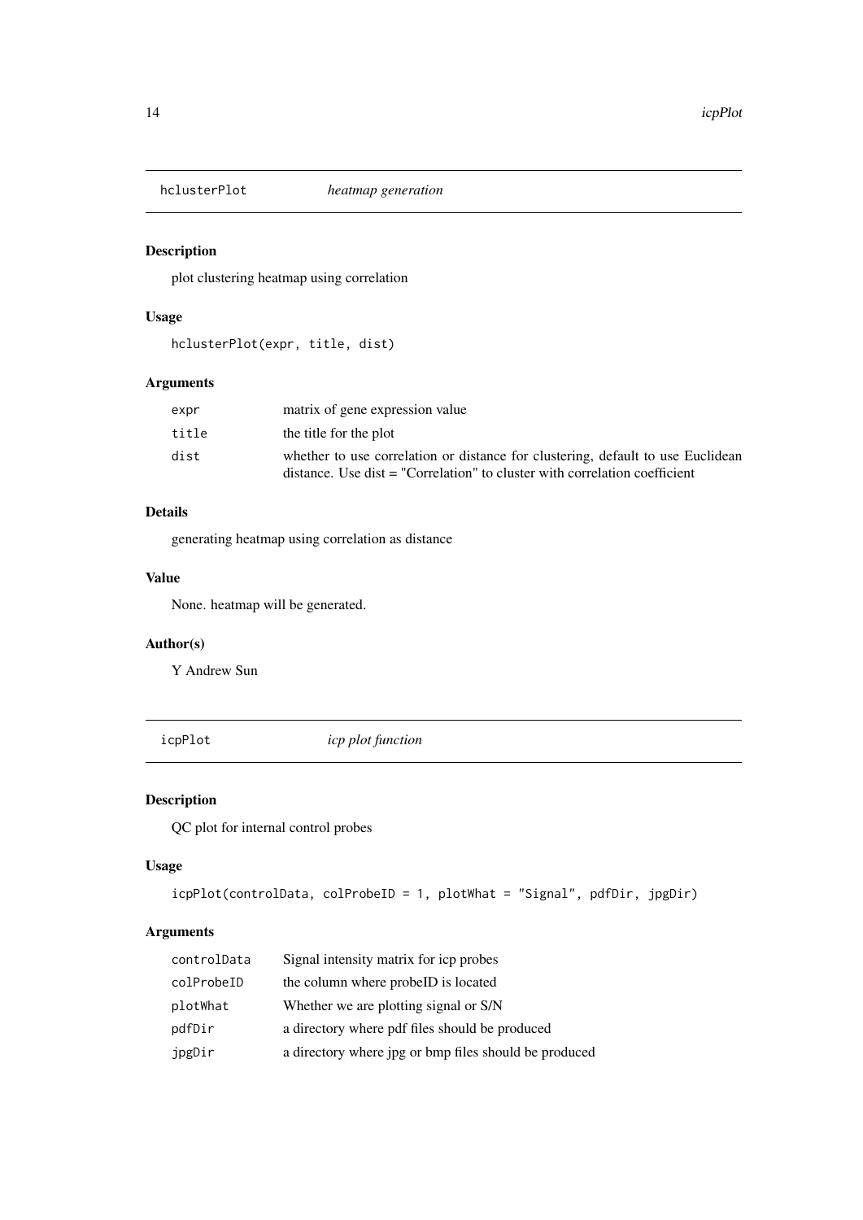## hclusterPlot *heatmap generation*

### Description

plot clustering heatmap using correlation

### Usage

```
hclusterPlot(expr, title, dist)
```

### Arguments

| | |
|---|---|
| `expr` | matrix of gene expression value |
| `title` | the title for the plot |
| `dist` | whether to use correlation or distance for clustering, default to use Euclidean distance. Use dist = "Correlation" to cluster with correlation coefficient |

### Details

generating heatmap using correlation as distance

### Value

None. heatmap will be generated.

### Author(s)

Y Andrew Sun

## icpPlot *icp plot function*

### Description

QC plot for internal control probes

### Usage

```
icpPlot(controlData, colProbeID = 1, plotWhat = "Signal", pdfDir, jpgDir)
```

### Arguments

| | |
|---|---|
| `controlData` | Signal intensity matrix for icp probes |
| `colProbeID` | the column where probeID is located |
| `plotWhat` | Whether we are plotting signal or S/N |
| `pdfDir` | a directory where pdf files should be produced |
| `jpgDir` | a directory where jpg or bmp files should be produced |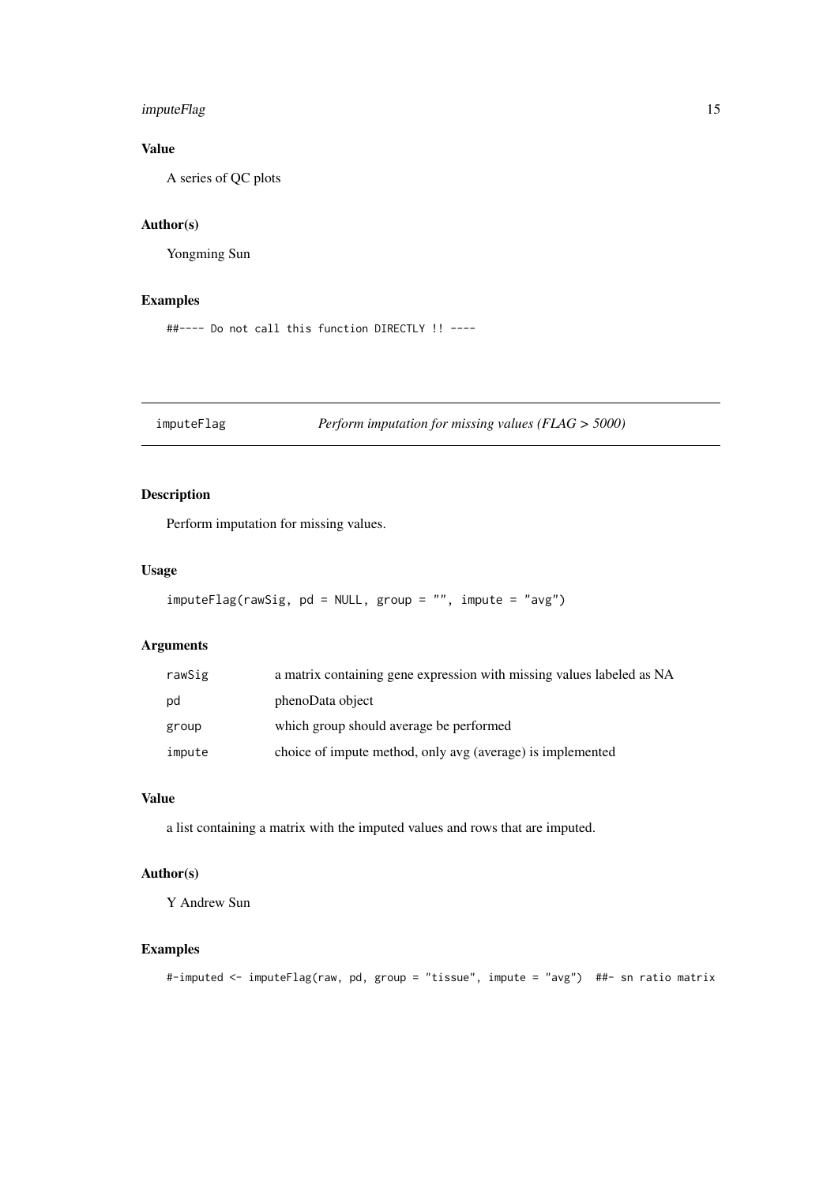## Value

A series of QC plots

## Author(s)

Yongming Sun

## Examples

```
##---- Do not call this function DIRECTLY !! ----
```

---

## imputeFlag — *Perform imputation for missing values (FLAG > 5000)*

---

## Description

Perform imputation for missing values.

## Usage

```
imputeFlag(rawSig, pd = NULL, group = "", impute = "avg")
```

## Arguments

| | |
|---|---|
| rawSig | a matrix containing gene expression with missing values labeled as NA |
| pd | phenoData object |
| group | which group should average be performed |
| impute | choice of impute method, only avg (average) is implemented |

## Value

a list containing a matrix with the imputed values and rows that are imputed.

## Author(s)

Y Andrew Sun

## Examples

```
#-imputed <- imputeFlag(raw, pd, group = "tissue", impute = "avg")  ##- sn ratio matrix
```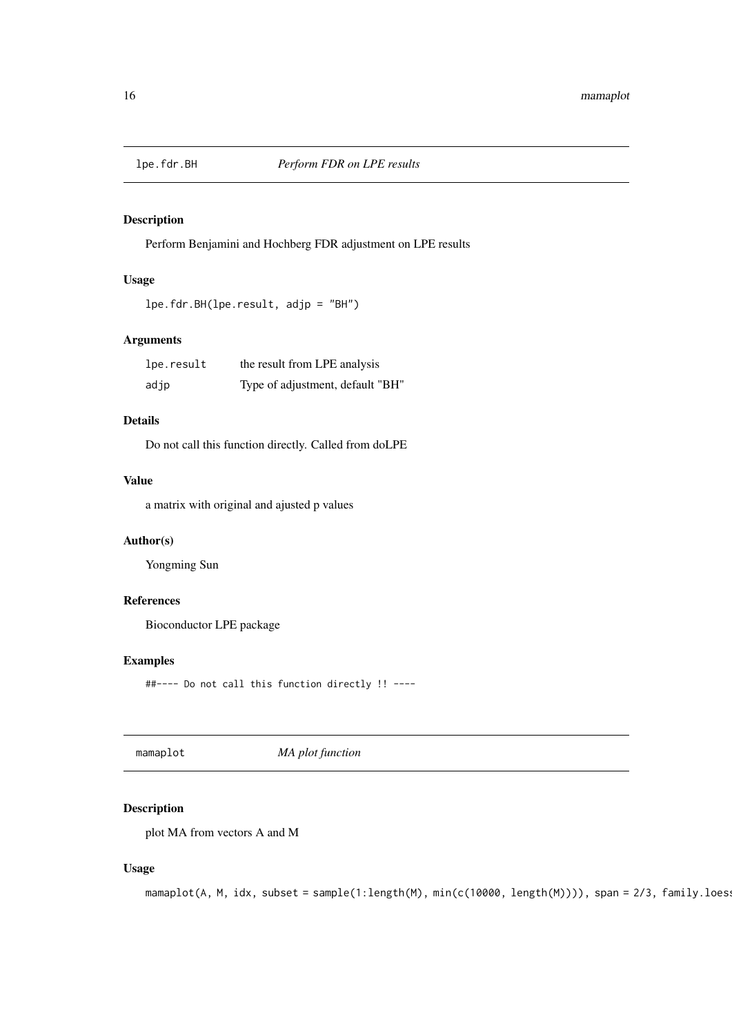## lpe.fdr.BH *Perform FDR on LPE results*

### Description

Perform Benjamini and Hochberg FDR adjustment on LPE results

### Usage

```
lpe.fdr.BH(lpe.result, adjp = "BH")
```

### Arguments

| | |
|---|---|
| `lpe.result` | the result from LPE analysis |
| `adjp` | Type of adjustment, default "BH" |

### Details

Do not call this function directly. Called from doLPE

### Value

a matrix with original and ajusted p values

### Author(s)

Yongming Sun

### References

Bioconductor LPE package

### Examples

```
##---- Do not call this function directly !! ----
```

## mamaplot *MA plot function*

### Description

plot MA from vectors A and M

### Usage

```
mamaplot(A, M, idx, subset = sample(1:length(M), min(c(10000, length(M)))), span = 2/3, family.loess
```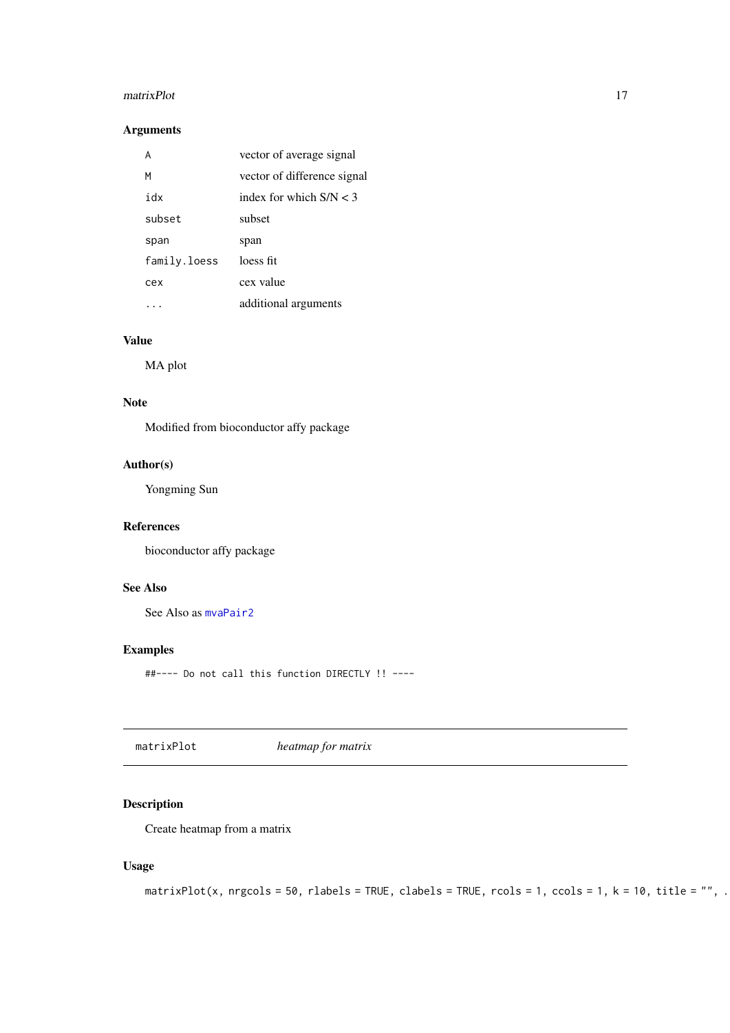### Arguments

| | |
|---|---|
| `A` | vector of average signal |
| `M` | vector of difference signal |
| `idx` | index for which S/N < 3 |
| `subset` | subset |
| `span` | span |
| `family.loess` | loess fit |
| `cex` | cex value |
| `...` | additional arguments |

### Value

MA plot

### Note

Modified from bioconductor affy package

### Author(s)

Yongming Sun

### References

bioconductor affy package

### See Also

See Also as `mvaPair2`

### Examples

```
##---- Do not call this function DIRECTLY !! ----
```

---

## `matrixPlot` *heatmap for matrix*

---

### Description

Create heatmap from a matrix

### Usage

```
matrixPlot(x, nrgcols = 50, rlabels = TRUE, clabels = TRUE, rcols = 1, ccols = 1, k = 10, title = "", .
```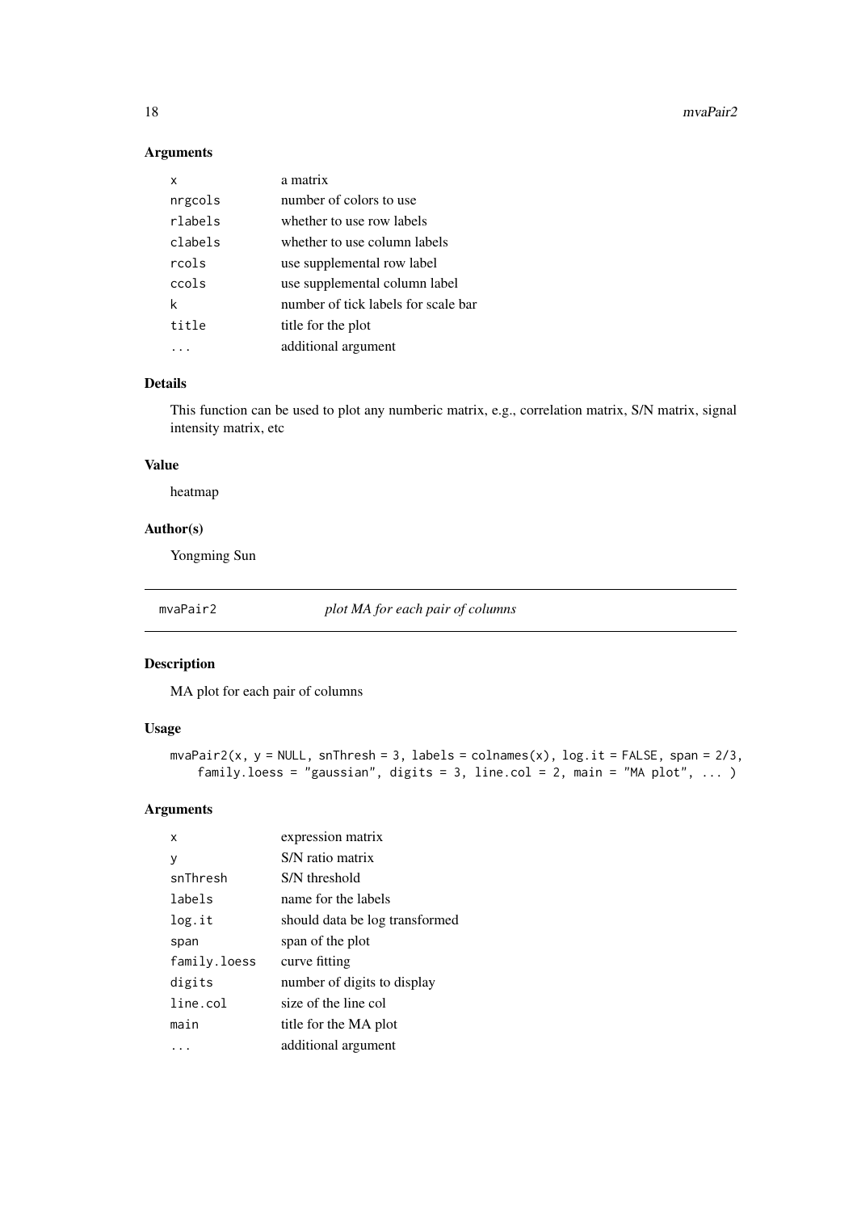### Arguments

| | |
|---|---|
| `x` | a matrix |
| `nrgcols` | number of colors to use |
| `rlabels` | whether to use row labels |
| `clabels` | whether to use column labels |
| `rcols` | use supplemental row label |
| `ccols` | use supplemental column label |
| `k` | number of tick labels for scale bar |
| `title` | title for the plot |
| `...` | additional argument |

### Details

This function can be used to plot any numberic matrix, e.g., correlation matrix, S/N matrix, signal intensity matrix, etc

### Value

heatmap

### Author(s)

Yongming Sun

---

## mvaPair2 — *plot MA for each pair of columns*

---

### Description

MA plot for each pair of columns

### Usage

```
mvaPair2(x, y = NULL, snThresh = 3, labels = colnames(x), log.it = FALSE, span = 2/3,
    family.loess = "gaussian", digits = 3, line.col = 2, main = "MA plot", ... )
```

### Arguments

| | |
|---|---|
| `x` | expression matrix |
| `y` | S/N ratio matrix |
| `snThresh` | S/N threshold |
| `labels` | name for the labels |
| `log.it` | should data be log transformed |
| `span` | span of the plot |
| `family.loess` | curve fitting |
| `digits` | number of digits to display |
| `line.col` | size of the line col |
| `main` | title for the MA plot |
| `...` | additional argument |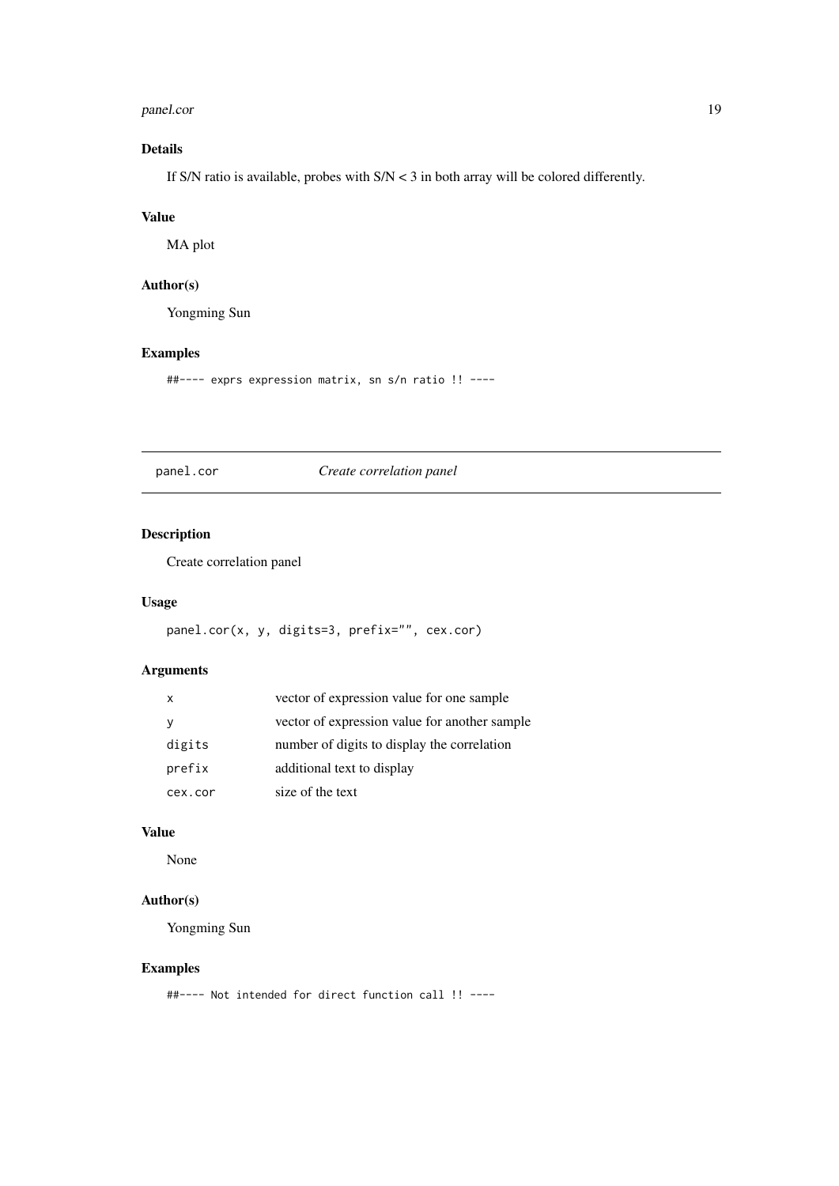### Details

If S/N ratio is available, probes with S/N < 3 in both array will be colored differently.

### Value

MA plot

### Author(s)

Yongming Sun

### Examples

```
##---- exprs expression matrix, sn s/n ratio !! ----
```

---

## panel.cor *Create correlation panel*

---

### Description

Create correlation panel

### Usage

```
panel.cor(x, y, digits=3, prefix="", cex.cor)
```

### Arguments

| | |
|---|---|
| x | vector of expression value for one sample |
| y | vector of expression value for another sample |
| digits | number of digits to display the correlation |
| prefix | additional text to display |
| cex.cor | size of the text |

### Value

None

### Author(s)

Yongming Sun

### Examples

```
##---- Not intended for direct function call !! ----
```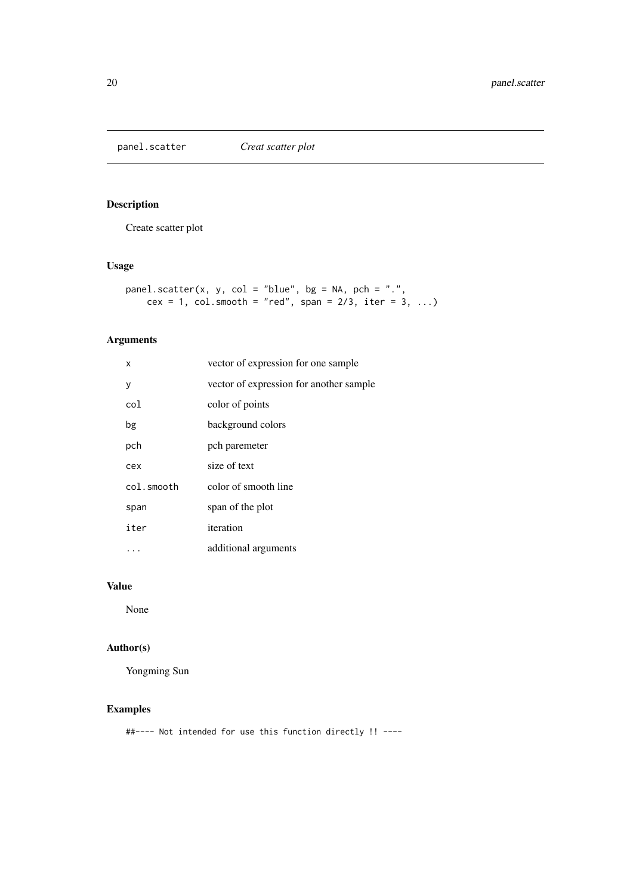panel.scatter    *Creat scatter plot*

## Description

Create scatter plot

## Usage

```
panel.scatter(x, y, col = "blue", bg = NA, pch = ".",
    cex = 1, col.smooth = "red", span = 2/3, iter = 3, ...)
```

## Arguments

| | |
|---|---|
| x | vector of expression for one sample |
| y | vector of expression for another sample |
| col | color of points |
| bg | background colors |
| pch | pch paremeter |
| cex | size of text |
| col.smooth | color of smooth line |
| span | span of the plot |
| iter | iteration |
| ... | additional arguments |

## Value

None

## Author(s)

Yongming Sun

## Examples

```
##---- Not intended for use this function directly !! ----
```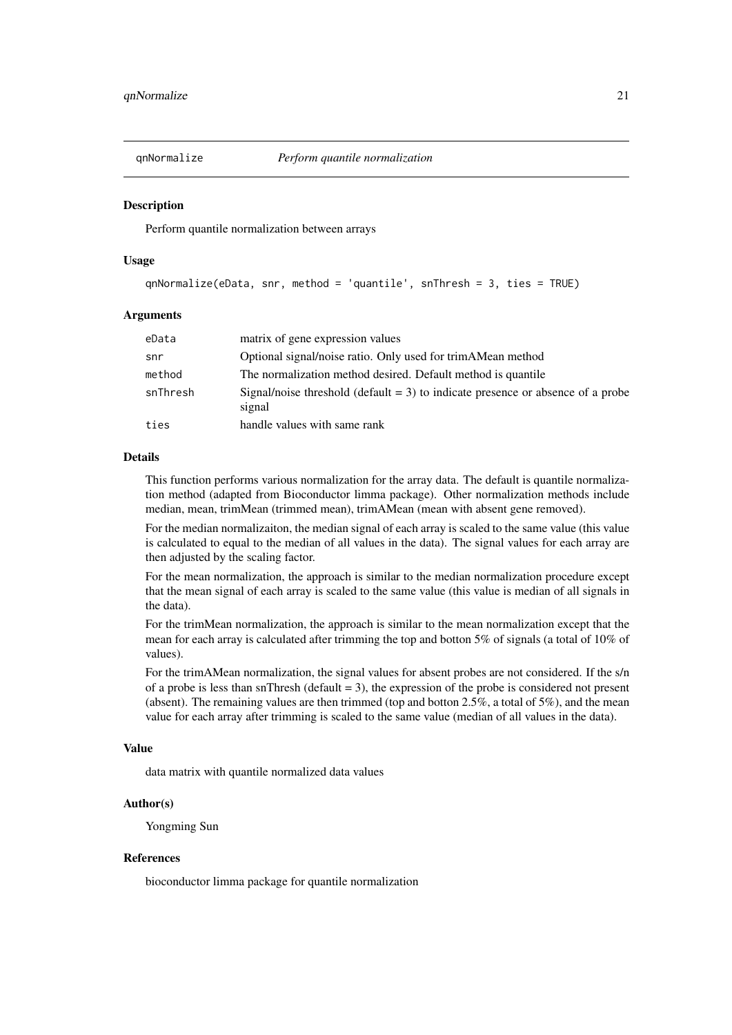## qnNormalize *Perform quantile normalization*

### Description

Perform quantile normalization between arrays

### Usage

```
qnNormalize(eData, snr, method = 'quantile', snThresh = 3, ties = TRUE)
```

### Arguments

| | |
|---|---|
| `eData` | matrix of gene expression values |
| `snr` | Optional signal/noise ratio. Only used for trimAMean method |
| `method` | The normalization method desired. Default method is quantile |
| `snThresh` | Signal/noise threshold (default = 3) to indicate presence or absence of a probe signal |
| `ties` | handle values with same rank |

### Details

This function performs various normalization for the array data. The default is quantile normalization method (adapted from Bioconductor limma package). Other normalization methods include median, mean, trimMean (trimmed mean), trimAMean (mean with absent gene removed).

For the median normalizaiton, the median signal of each array is scaled to the same value (this value is calculated to equal to the median of all values in the data). The signal values for each array are then adjusted by the scaling factor.

For the mean normalization, the approach is similar to the median normalization procedure except that the mean signal of each array is scaled to the same value (this value is median of all signals in the data).

For the trimMean normalization, the approach is similar to the mean normalization except that the mean for each array is calculated after trimming the top and botton 5% of signals (a total of 10% of values).

For the trimAMean normalization, the signal values for absent probes are not considered. If the s/n of a probe is less than snThresh (default = 3), the expression of the probe is considered not present (absent). The remaining values are then trimmed (top and botton 2.5%, a total of 5%), and the mean value for each array after trimming is scaled to the same value (median of all values in the data).

### Value

data matrix with quantile normalized data values

### Author(s)

Yongming Sun

### References

bioconductor limma package for quantile normalization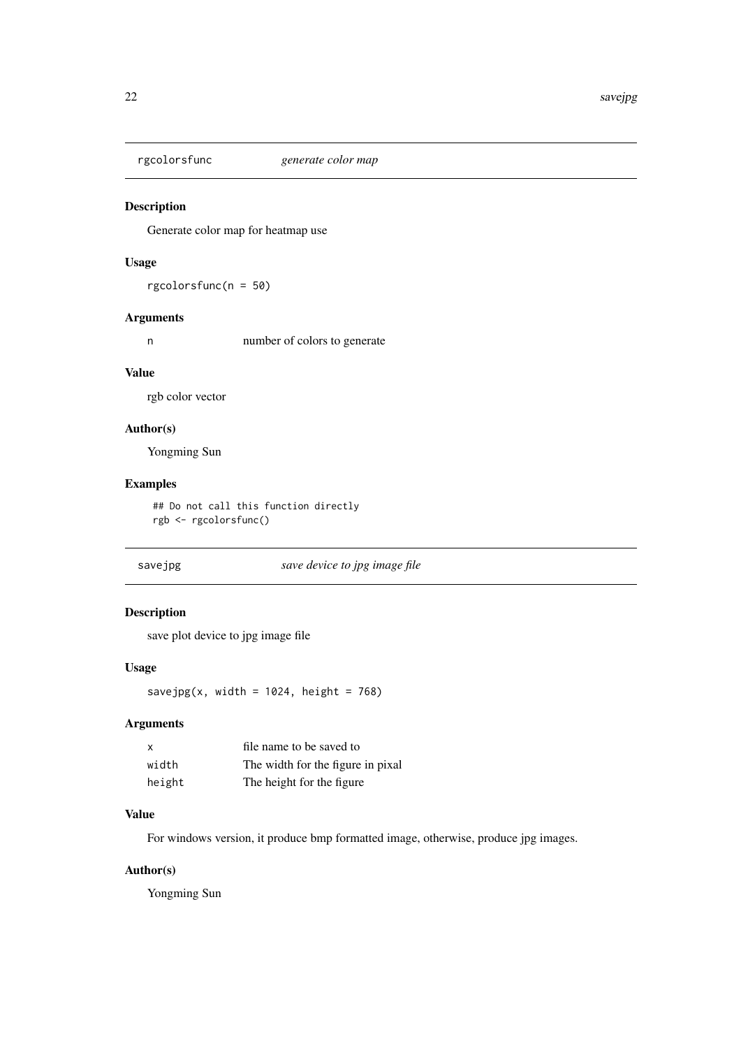## rgcolorsfunc *generate color map*

### Description

Generate color map for heatmap use

### Usage

```
rgcolorsfunc(n = 50)
```

### Arguments

| | |
|---|---|
| n | number of colors to generate |

### Value

rgb color vector

### Author(s)

Yongming Sun

### Examples

```
## Do not call this function directly
rgb <- rgcolorsfunc()
```

## savejpg *save device to jpg image file*

### Description

save plot device to jpg image file

### Usage

```
savejpg(x, width = 1024, height = 768)
```

### Arguments

| | |
|---|---|
| x | file name to be saved to |
| width | The width for the figure in pixal |
| height | The height for the figure |

### Value

For windows version, it produce bmp formatted image, otherwise, produce jpg images.

### Author(s)

Yongming Sun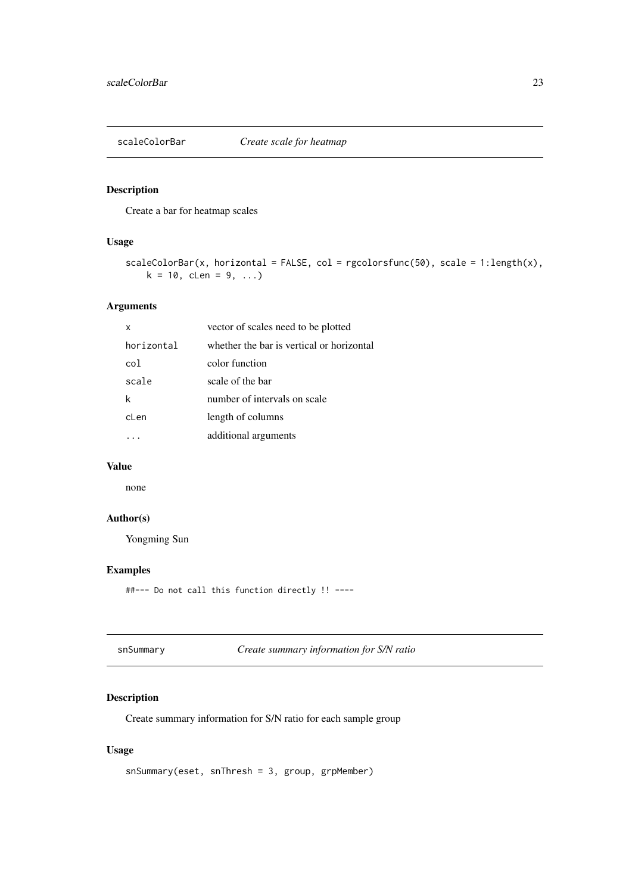## scaleColorBar *Create scale for heatmap*

### Description

Create a bar for heatmap scales

### Usage

```
scaleColorBar(x, horizontal = FALSE, col = rgcolorsfunc(50), scale = 1:length(x),
    k = 10, cLen = 9, ...)
```

### Arguments

| | |
|---|---|
| x | vector of scales need to be plotted |
| horizontal | whether the bar is vertical or horizontal |
| col | color function |
| scale | scale of the bar |
| k | number of intervals on scale |
| cLen | length of columns |
| ... | additional arguments |

### Value

none

### Author(s)

Yongming Sun

### Examples

```
##--- Do not call this function directly !! ----
```

## snSummary *Create summary information for S/N ratio*

### Description

Create summary information for S/N ratio for each sample group

### Usage

```
snSummary(eset, snThresh = 3, group, grpMember)
```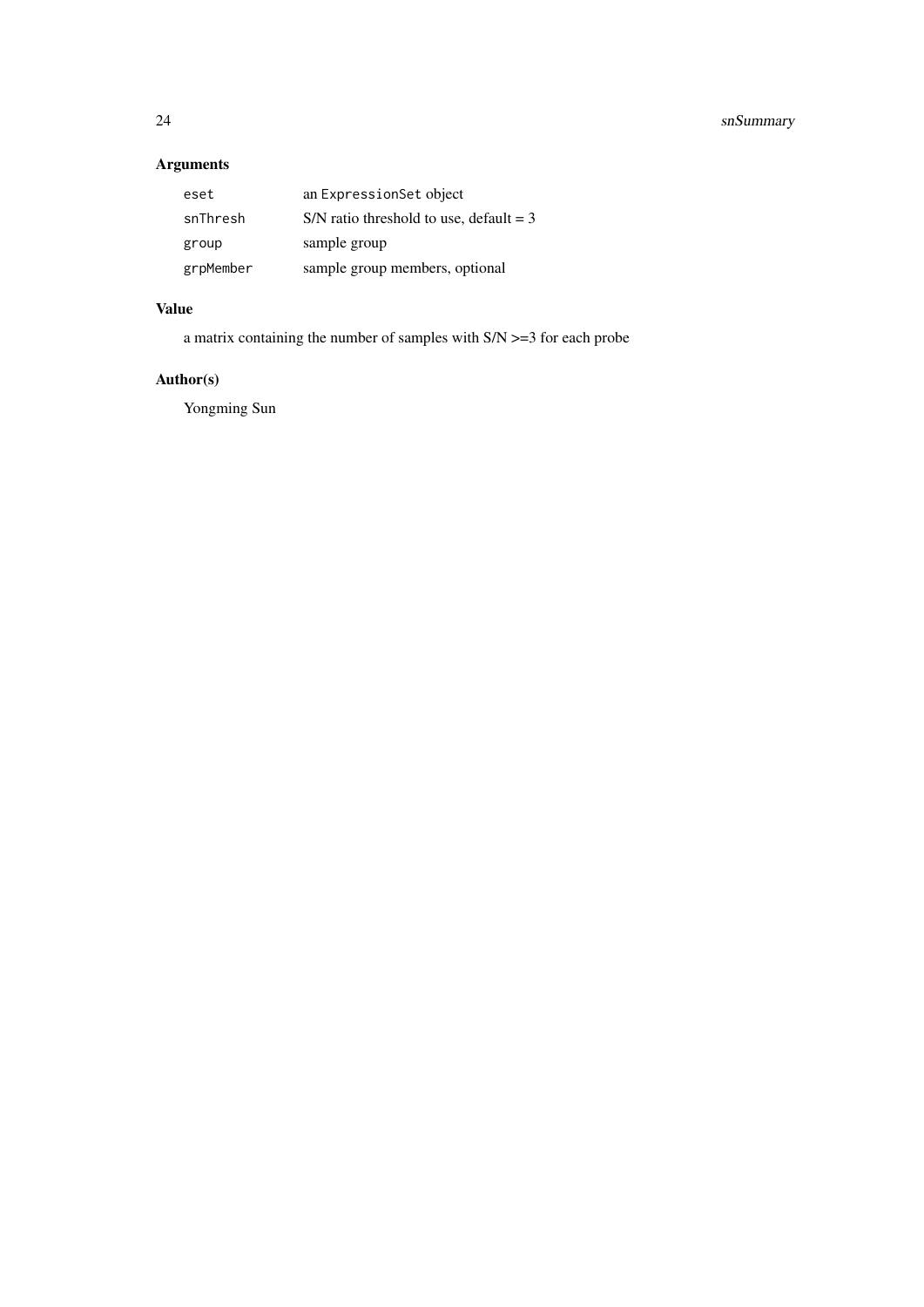## Arguments

| | |
|---|---|
| `eset` | an `ExpressionSet` object |
| `snThresh` | S/N ratio threshold to use, default = 3 |
| `group` | sample group |
| `grpMember` | sample group members, optional |

## Value

a matrix containing the number of samples with S/N >=3 for each probe

## Author(s)

Yongming Sun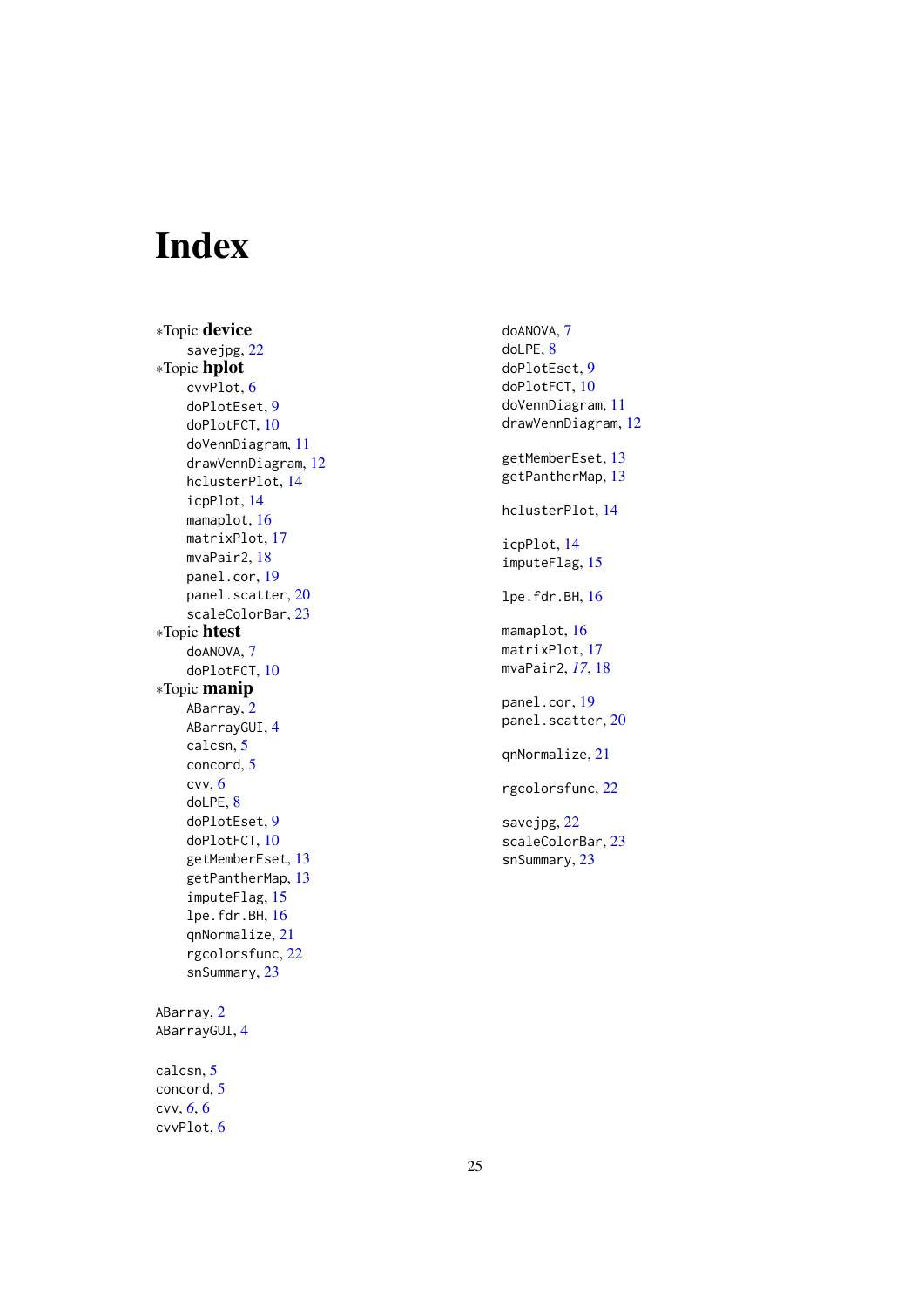# Index

∗Topic **device**
- savejpg, 22

∗Topic **hplot**
- cvvPlot, 6
- doPlotEset, 9
- doPlotFCT, 10
- doVennDiagram, 11
- drawVennDiagram, 12
- hclusterPlot, 14
- icpPlot, 14
- mamaplot, 16
- matrixPlot, 17
- mvaPair2, 18
- panel.cor, 19
- panel.scatter, 20
- scaleColorBar, 23

∗Topic **htest**
- doANOVA, 7
- doPlotFCT, 10

∗Topic **manip**
- ABarray, 2
- ABarrayGUI, 4
- calcsn, 5
- concord, 5
- cvv, 6
- doLPE, 8
- doPlotEset, 9
- doPlotFCT, 10
- getMemberEset, 13
- getPantherMap, 13
- imputeFlag, 15
- lpe.fdr.BH, 16
- qnNormalize, 21
- rgcolorsfunc, 22
- snSummary, 23

ABarray, 2
ABarrayGUI, 4

calcsn, 5
concord, 5
cvv, 6, 6
cvvPlot, 6

doANOVA, 7
doLPE, 8
doPlotEset, 9
doPlotFCT, 10
doVennDiagram, 11
drawVennDiagram, 12

getMemberEset, 13
getPantherMap, 13

hclusterPlot, 14

icpPlot, 14
imputeFlag, 15

lpe.fdr.BH, 16

mamaplot, 16
matrixPlot, 17
mvaPair2, *17*, 18

panel.cor, 19
panel.scatter, 20

qnNormalize, 21

rgcolorsfunc, 22

savejpg, 22
scaleColorBar, 23
snSummary, 23